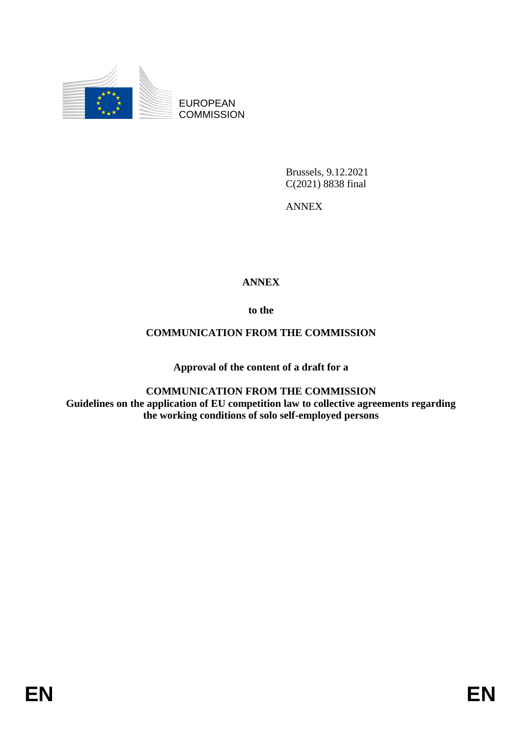EUROPEAN COMMISSION

Brussels, 9.12.2021
C(2021) 8838 final

ANNEX

# ANNEX

**to the**

**COMMUNICATION FROM THE COMMISSION**

**Approval of the content of a draft for a**

**COMMUNICATION FROM THE COMMISSION**
**Guidelines on the application of EU competition law to collective agreements regarding the working conditions of solo self-employed persons**

EN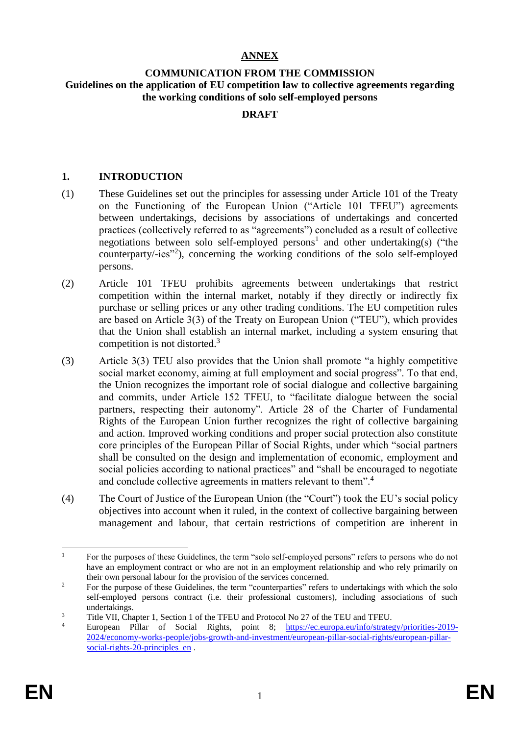# ANNEX

## COMMUNICATION FROM THE COMMISSION

## Guidelines on the application of EU competition law to collective agreements regarding the working conditions of solo self-employed persons

**DRAFT**

## 1. INTRODUCTION

(1) These Guidelines set out the principles for assessing under Article 101 of the Treaty on the Functioning of the European Union ("Article 101 TFEU") agreements between undertakings, decisions by associations of undertakings and concerted practices (collectively referred to as "agreements") concluded as a result of collective negotiations between solo self-employed persons[1] and other undertaking(s) ("the counterparty/-ies"[2]), concerning the working conditions of the solo self-employed persons.

(2) Article 101 TFEU prohibits agreements between undertakings that restrict competition within the internal market, notably if they directly or indirectly fix purchase or selling prices or any other trading conditions. The EU competition rules are based on Article 3(3) of the Treaty on European Union ("TEU"), which provides that the Union shall establish an internal market, including a system ensuring that competition is not distorted.[3]

(3) Article 3(3) TEU also provides that the Union shall promote "a highly competitive social market economy, aiming at full employment and social progress". To that end, the Union recognizes the important role of social dialogue and collective bargaining and commits, under Article 152 TFEU, to "facilitate dialogue between the social partners, respecting their autonomy". Article 28 of the Charter of Fundamental Rights of the European Union further recognizes the right of collective bargaining and action. Improved working conditions and proper social protection also constitute core principles of the European Pillar of Social Rights, under which "social partners shall be consulted on the design and implementation of economic, employment and social policies according to national practices" and "shall be encouraged to negotiate and conclude collective agreements in matters relevant to them".[4]

(4) The Court of Justice of the European Union (the "Court") took the EU's social policy objectives into account when it ruled, in the context of collective bargaining between management and labour, that certain restrictions of competition are inherent in

---

[1] For the purposes of these Guidelines, the term "solo self-employed persons" refers to persons who do not have an employment contract or who are not in an employment relationship and who rely primarily on their own personal labour for the provision of the services concerned.

[2] For the purpose of these Guidelines, the term "counterparties" refers to undertakings with which the solo self-employed persons contract (i.e. their professional customers), including associations of such undertakings.

[3] Title VII, Chapter 1, Section 1 of the TFEU and Protocol No 27 of the TEU and TFEU.

[4] European Pillar of Social Rights, point 8; https://ec.europa.eu/info/strategy/priorities-2019-2024/economy-works-people/jobs-growth-and-investment/european-pillar-social-rights/european-pillar-social-rights-20-principles_en .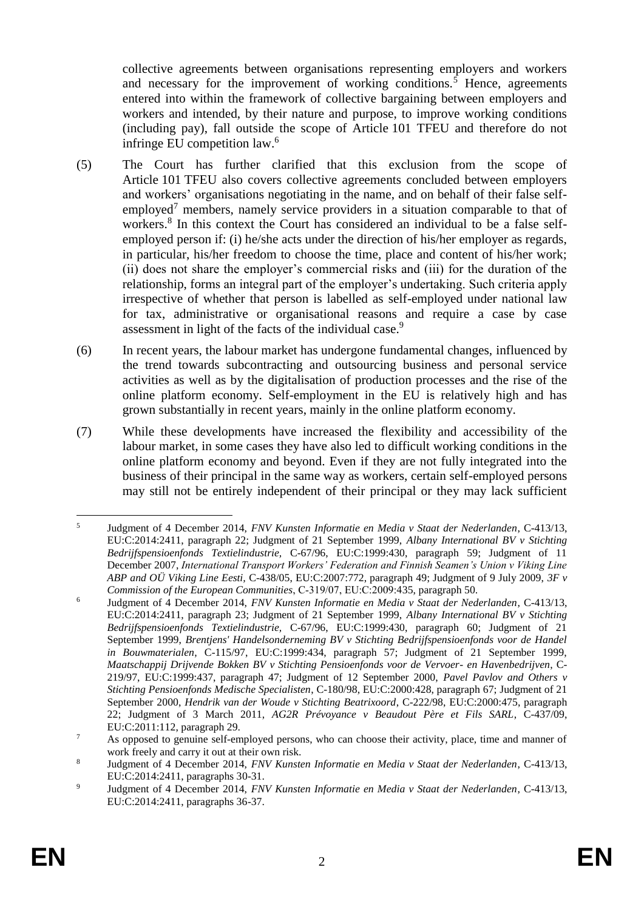collective agreements between organisations representing employers and workers and necessary for the improvement of working conditions.[5] Hence, agreements entered into within the framework of collective bargaining between employers and workers and intended, by their nature and purpose, to improve working conditions (including pay), fall outside the scope of Article 101 TFEU and therefore do not infringe EU competition law.[6]

(5) The Court has further clarified that this exclusion from the scope of Article 101 TFEU also covers collective agreements concluded between employers and workers' organisations negotiating in the name, and on behalf of their false self-employed[7] members, namely service providers in a situation comparable to that of workers.[8] In this context the Court has considered an individual to be a false self-employed person if: (i) he/she acts under the direction of his/her employer as regards, in particular, his/her freedom to choose the time, place and content of his/her work; (ii) does not share the employer's commercial risks and (iii) for the duration of the relationship, forms an integral part of the employer's undertaking. Such criteria apply irrespective of whether that person is labelled as self-employed under national law for tax, administrative or organisational reasons and require a case by case assessment in light of the facts of the individual case.[9]

(6) In recent years, the labour market has undergone fundamental changes, influenced by the trend towards subcontracting and outsourcing business and personal service activities as well as by the digitalisation of production processes and the rise of the online platform economy. Self-employment in the EU is relatively high and has grown substantially in recent years, mainly in the online platform economy.

(7) While these developments have increased the flexibility and accessibility of the labour market, in some cases they have also led to difficult working conditions in the online platform economy and beyond. Even if they are not fully integrated into the business of their principal in the same way as workers, certain self-employed persons may still not be entirely independent of their principal or they may lack sufficient

---

[5] Judgment of 4 December 2014, *FNV Kunsten Informatie en Media v Staat der Nederlanden*, C-413/13, EU:C:2014:2411, paragraph 22; Judgment of 21 September 1999, *Albany International BV v Stichting Bedrijfspensioenfonds Textielindustrie*, C-67/96, EU:C:1999:430, paragraph 59; Judgment of 11 December 2007, *International Transport Workers' Federation and Finnish Seamen's Union v Viking Line ABP and OÜ Viking Line Eesti*, C-438/05, EU:C:2007:772, paragraph 49; Judgment of 9 July 2009, *3F v Commission of the European Communities*, C-319/07, EU:C:2009:435, paragraph 50.

[6] Judgment of 4 December 2014, *FNV Kunsten Informatie en Media v Staat der Nederlanden*, C-413/13, EU:C:2014:2411, paragraph 23; Judgment of 21 September 1999, *Albany International BV v Stichting Bedrijfspensioenfonds Textielindustrie*, C-67/96, EU:C:1999:430, paragraph 60; Judgment of 21 September 1999, *Brentjens' Handelsonderneming BV v Stichting Bedrijfspensioenfonds voor de Handel in Bouwmaterialen*, C-115/97, EU:C:1999:434, paragraph 57; Judgment of 21 September 1999, *Maatschappij Drijvende Bokken BV v Stichting Pensioenfonds voor de Vervoer- en Havenbedrijven*, C-219/97, EU:C:1999:437, paragraph 47; Judgment of 12 September 2000, *Pavel Pavlov and Others v Stichting Pensioenfonds Medische Specialisten*, C-180/98, EU:C:2000:428, paragraph 67; Judgment of 21 September 2000, *Hendrik van der Woude v Stichting Beatrixoord*, C-222/98, EU:C:2000:475, paragraph 22; Judgment of 3 March 2011, *AG2R Prévoyance v Beaudout Père et Fils SARL*, C-437/09, EU:C:2011:112, paragraph 29.

[7] As opposed to genuine self-employed persons, who can choose their activity, place, time and manner of work freely and carry it out at their own risk.

[8] Judgment of 4 December 2014, *FNV Kunsten Informatie en Media v Staat der Nederlanden*, C-413/13, EU:C:2014:2411, paragraphs 30-31.

[9] Judgment of 4 December 2014, *FNV Kunsten Informatie en Media v Staat der Nederlanden*, C-413/13, EU:C:2014:2411, paragraphs 36-37.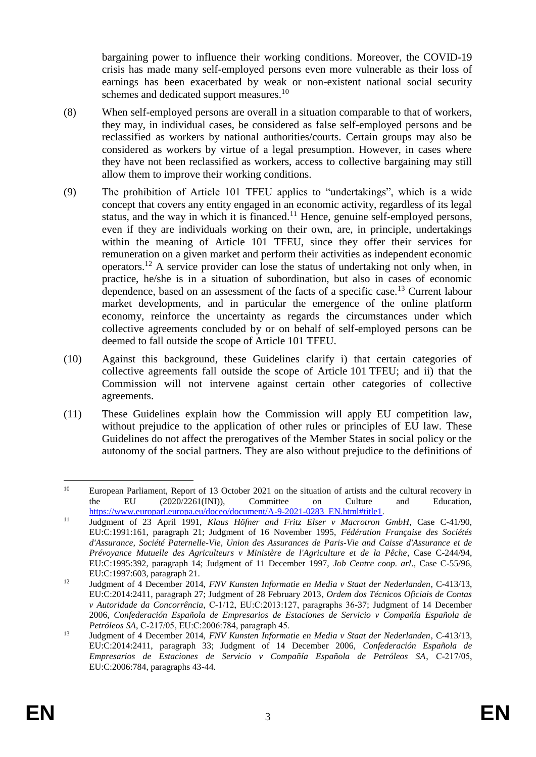bargaining power to influence their working conditions. Moreover, the COVID-19 crisis has made many self-employed persons even more vulnerable as their loss of earnings has been exacerbated by weak or non-existent national social security schemes and dedicated support measures.[10]

(8) When self-employed persons are overall in a situation comparable to that of workers, they may, in individual cases, be considered as false self-employed persons and be reclassified as workers by national authorities/courts. Certain groups may also be considered as workers by virtue of a legal presumption. However, in cases where they have not been reclassified as workers, access to collective bargaining may still allow them to improve their working conditions.

(9) The prohibition of Article 101 TFEU applies to "undertakings", which is a wide concept that covers any entity engaged in an economic activity, regardless of its legal status, and the way in which it is financed.[11] Hence, genuine self-employed persons, even if they are individuals working on their own, are, in principle, undertakings within the meaning of Article 101 TFEU, since they offer their services for remuneration on a given market and perform their activities as independent economic operators.[12] A service provider can lose the status of undertaking not only when, in practice, he/she is in a situation of subordination, but also in cases of economic dependence, based on an assessment of the facts of a specific case.[13] Current labour market developments, and in particular the emergence of the online platform economy, reinforce the uncertainty as regards the circumstances under which collective agreements concluded by or on behalf of self-employed persons can be deemed to fall outside the scope of Article 101 TFEU.

(10) Against this background, these Guidelines clarify i) that certain categories of collective agreements fall outside the scope of Article 101 TFEU; and ii) that the Commission will not intervene against certain other categories of collective agreements.

(11) These Guidelines explain how the Commission will apply EU competition law, without prejudice to the application of other rules or principles of EU law. These Guidelines do not affect the prerogatives of the Member States in social policy or the autonomy of the social partners. They are also without prejudice to the definitions of

---

[10] European Parliament, Report of 13 October 2021 on the situation of artists and the cultural recovery in the EU (2020/2261(INI)), Committee on Culture and Education, https://www.europarl.europa.eu/doceo/document/A-9-2021-0283_EN.html#title1.

[11] Judgment of 23 April 1991, *Klaus Höfner and Fritz Elser v Macrotron GmbH*, Case C-41/90, EU:C:1991:161, paragraph 21; Judgment of 16 November 1995, *Fédération Française des Sociétés d'Assurance, Société Paternelle-Vie, Union des Assurances de Paris-Vie and Caisse d'Assurance et de Prévoyance Mutuelle des Agriculteurs v Ministère de l'Agriculture et de la Pêche*, Case C-244/94, EU:C:1995:392, paragraph 14; Judgment of 11 December 1997, *Job Centre coop. arl*., Case C-55/96, EU:C:1997:603, paragraph 21.

[12] Judgment of 4 December 2014, *FNV Kunsten Informatie en Media v Staat der Nederlanden*, C-413/13, EU:C:2014:2411, paragraph 27; Judgment of 28 February 2013, *Ordem dos Técnicos Oficiais de Contas v Autoridade da Concorrência*, C-1/12, EU:C:2013:127, paragraphs 36-37; Judgment of 14 December 2006, *Confederación Española de Empresarios de Estaciones de Servicio v Compañía Española de Petróleos SA*, C-217/05, EU:C:2006:784, paragraph 45.

[13] Judgment of 4 December 2014, *FNV Kunsten Informatie en Media v Staat der Nederlanden*, C-413/13, EU:C:2014:2411, paragraph 33; Judgment of 14 December 2006, *Confederación Española de Empresarios de Estaciones de Servicio v Compañía Española de Petróleos SA*, C-217/05, EU:C:2006:784, paragraphs 43-44.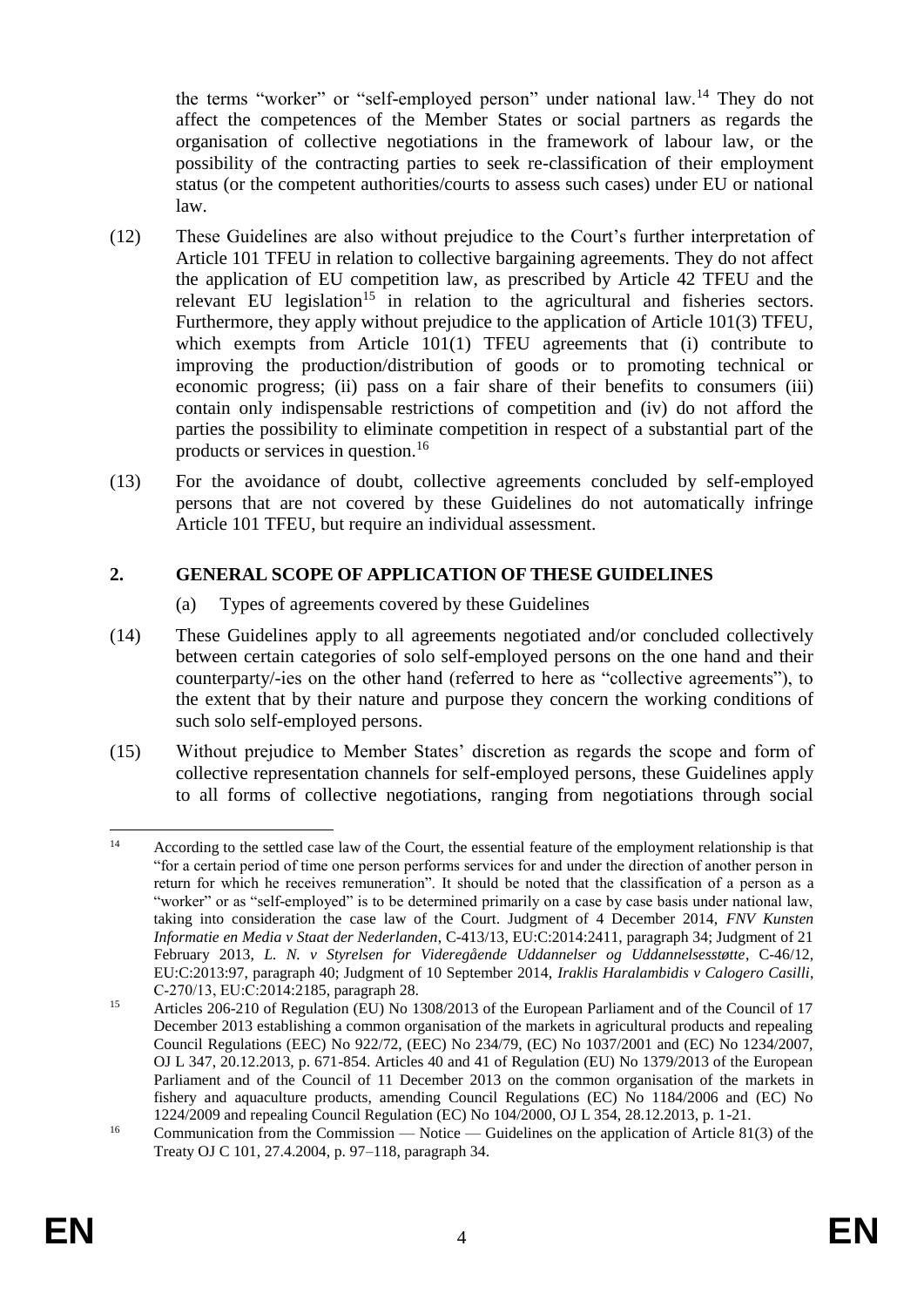the terms "worker" or "self-employed person" under national law.[14] They do not affect the competences of the Member States or social partners as regards the organisation of collective negotiations in the framework of labour law, or the possibility of the contracting parties to seek re-classification of their employment status (or the competent authorities/courts to assess such cases) under EU or national law.

(12) These Guidelines are also without prejudice to the Court's further interpretation of Article 101 TFEU in relation to collective bargaining agreements. They do not affect the application of EU competition law, as prescribed by Article 42 TFEU and the relevant EU legislation[15] in relation to the agricultural and fisheries sectors. Furthermore, they apply without prejudice to the application of Article 101(3) TFEU, which exempts from Article 101(1) TFEU agreements that (i) contribute to improving the production/distribution of goods or to promoting technical or economic progress; (ii) pass on a fair share of their benefits to consumers (iii) contain only indispensable restrictions of competition and (iv) do not afford the parties the possibility to eliminate competition in respect of a substantial part of the products or services in question.[16]

(13) For the avoidance of doubt, collective agreements concluded by self-employed persons that are not covered by these Guidelines do not automatically infringe Article 101 TFEU, but require an individual assessment.

## 2. GENERAL SCOPE OF APPLICATION OF THESE GUIDELINES

(a) Types of agreements covered by these Guidelines

(14) These Guidelines apply to all agreements negotiated and/or concluded collectively between certain categories of solo self-employed persons on the one hand and their counterparty/-ies on the other hand (referred to here as "collective agreements"), to the extent that by their nature and purpose they concern the working conditions of such solo self-employed persons.

(15) Without prejudice to Member States' discretion as regards the scope and form of collective representation channels for self-employed persons, these Guidelines apply to all forms of collective negotiations, ranging from negotiations through social

---

[14] According to the settled case law of the Court, the essential feature of the employment relationship is that "for a certain period of time one person performs services for and under the direction of another person in return for which he receives remuneration". It should be noted that the classification of a person as a "worker" or as "self-employed" is to be determined primarily on a case by case basis under national law, taking into consideration the case law of the Court. Judgment of 4 December 2014, *FNV Kunsten Informatie en Media v Staat der Nederlanden*, C-413/13, EU:C:2014:2411, paragraph 34; Judgment of 21 February 2013, *L. N. v Styrelsen for Videregående Uddannelser og Uddannelsesstøtte*, C-46/12, EU:C:2013:97, paragraph 40; Judgment of 10 September 2014, *Iraklis Haralambidis v Calogero Casilli*, C-270/13, EU:C:2014:2185, paragraph 28.

[15] Articles 206-210 of Regulation (EU) No 1308/2013 of the European Parliament and of the Council of 17 December 2013 establishing a common organisation of the markets in agricultural products and repealing Council Regulations (EEC) No 922/72, (EEC) No 234/79, (EC) No 1037/2001 and (EC) No 1234/2007, OJ L 347, 20.12.2013, p. 671-854. Articles 40 and 41 of Regulation (EU) No 1379/2013 of the European Parliament and of the Council of 11 December 2013 on the common organisation of the markets in fishery and aquaculture products, amending Council Regulations (EC) No 1184/2006 and (EC) No 1224/2009 and repealing Council Regulation (EC) No 104/2000, OJ L 354, 28.12.2013, p. 1-21.

[16] Communication from the Commission — Notice — Guidelines on the application of Article 81(3) of the Treaty OJ C 101, 27.4.2004, p. 97–118, paragraph 34.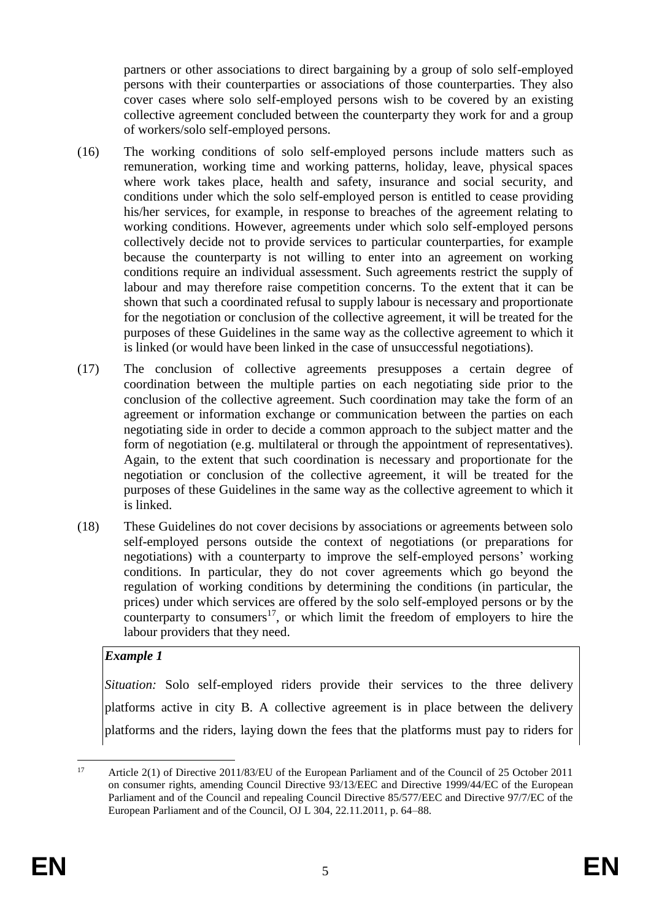partners or other associations to direct bargaining by a group of solo self-employed persons with their counterparties or associations of those counterparties. They also cover cases where solo self-employed persons wish to be covered by an existing collective agreement concluded between the counterparty they work for and a group of workers/solo self-employed persons.

(16) The working conditions of solo self-employed persons include matters such as remuneration, working time and working patterns, holiday, leave, physical spaces where work takes place, health and safety, insurance and social security, and conditions under which the solo self-employed person is entitled to cease providing his/her services, for example, in response to breaches of the agreement relating to working conditions. However, agreements under which solo self-employed persons collectively decide not to provide services to particular counterparties, for example because the counterparty is not willing to enter into an agreement on working conditions require an individual assessment. Such agreements restrict the supply of labour and may therefore raise competition concerns. To the extent that it can be shown that such a coordinated refusal to supply labour is necessary and proportionate for the negotiation or conclusion of the collective agreement, it will be treated for the purposes of these Guidelines in the same way as the collective agreement to which it is linked (or would have been linked in the case of unsuccessful negotiations).

(17) The conclusion of collective agreements presupposes a certain degree of coordination between the multiple parties on each negotiating side prior to the conclusion of the collective agreement. Such coordination may take the form of an agreement or information exchange or communication between the parties on each negotiating side in order to decide a common approach to the subject matter and the form of negotiation (e.g. multilateral or through the appointment of representatives). Again, to the extent that such coordination is necessary and proportionate for the negotiation or conclusion of the collective agreement, it will be treated for the purposes of these Guidelines in the same way as the collective agreement to which it is linked.

(18) These Guidelines do not cover decisions by associations or agreements between solo self-employed persons outside the context of negotiations (or preparations for negotiations) with a counterparty to improve the self-employed persons' working conditions. In particular, they do not cover agreements which go beyond the regulation of working conditions by determining the conditions (in particular, the prices) under which services are offered by the solo self-employed persons or by the counterparty to consumers[17], or which limit the freedom of employers to hire the labour providers that they need.

***Example 1***

*Situation:* Solo self-employed riders provide their services to the three delivery platforms active in city B. A collective agreement is in place between the delivery platforms and the riders, laying down the fees that the platforms must pay to riders for

---

[17] Article 2(1) of Directive 2011/83/EU of the European Parliament and of the Council of 25 October 2011 on consumer rights, amending Council Directive 93/13/EEC and Directive 1999/44/EC of the European Parliament and of the Council and repealing Council Directive 85/577/EEC and Directive 97/7/EC of the European Parliament and of the Council, OJ L 304, 22.11.2011, p. 64–88.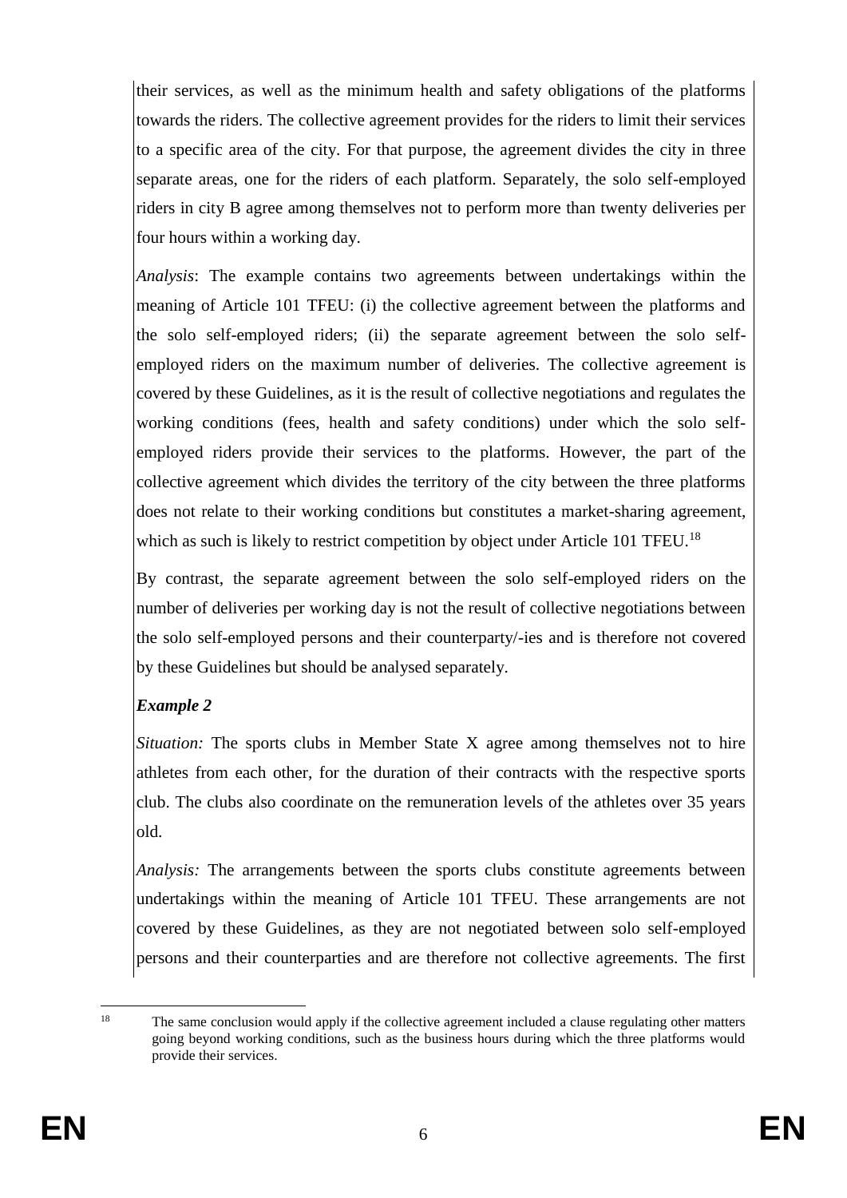their services, as well as the minimum health and safety obligations of the platforms towards the riders. The collective agreement provides for the riders to limit their services to a specific area of the city. For that purpose, the agreement divides the city in three separate areas, one for the riders of each platform. Separately, the solo self-employed riders in city B agree among themselves not to perform more than twenty deliveries per four hours within a working day.

*Analysis*: The example contains two agreements between undertakings within the meaning of Article 101 TFEU: (i) the collective agreement between the platforms and the solo self-employed riders; (ii) the separate agreement between the solo self-employed riders on the maximum number of deliveries. The collective agreement is covered by these Guidelines, as it is the result of collective negotiations and regulates the working conditions (fees, health and safety conditions) under which the solo self-employed riders provide their services to the platforms. However, the part of the collective agreement which divides the territory of the city between the three platforms does not relate to their working conditions but constitutes a market-sharing agreement, which as such is likely to restrict competition by object under Article 101 TFEU.[18]

By contrast, the separate agreement between the solo self-employed riders on the number of deliveries per working day is not the result of collective negotiations between the solo self-employed persons and their counterparty/-ies and is therefore not covered by these Guidelines but should be analysed separately.

***Example 2***

*Situation:* The sports clubs in Member State X agree among themselves not to hire athletes from each other, for the duration of their contracts with the respective sports club. The clubs also coordinate on the remuneration levels of the athletes over 35 years old.

*Analysis:* The arrangements between the sports clubs constitute agreements between undertakings within the meaning of Article 101 TFEU. These arrangements are not covered by these Guidelines, as they are not negotiated between solo self-employed persons and their counterparties and are therefore not collective agreements. The first

[18] The same conclusion would apply if the collective agreement included a clause regulating other matters going beyond working conditions, such as the business hours during which the three platforms would provide their services.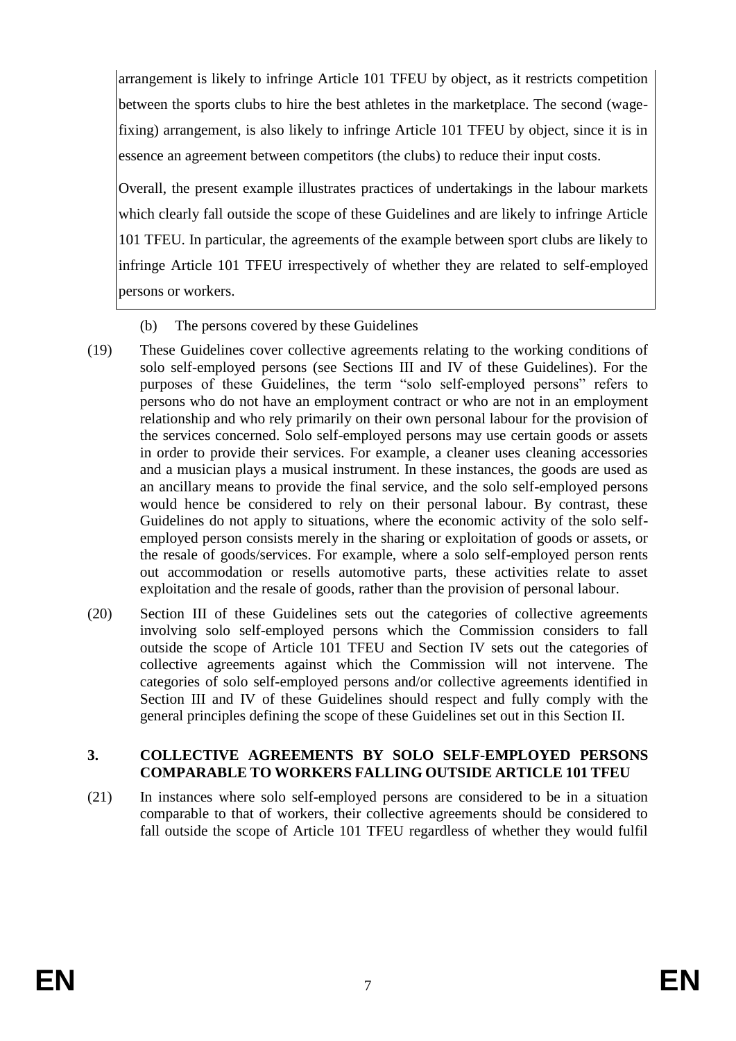arrangement is likely to infringe Article 101 TFEU by object, as it restricts competition between the sports clubs to hire the best athletes in the marketplace. The second (wage-fixing) arrangement, is also likely to infringe Article 101 TFEU by object, since it is in essence an agreement between competitors (the clubs) to reduce their input costs.

Overall, the present example illustrates practices of undertakings in the labour markets which clearly fall outside the scope of these Guidelines and are likely to infringe Article 101 TFEU. In particular, the agreements of the example between sport clubs are likely to infringe Article 101 TFEU irrespectively of whether they are related to self-employed persons or workers.

(b) The persons covered by these Guidelines

(19) These Guidelines cover collective agreements relating to the working conditions of solo self-employed persons (see Sections III and IV of these Guidelines). For the purposes of these Guidelines, the term "solo self-employed persons" refers to persons who do not have an employment contract or who are not in an employment relationship and who rely primarily on their own personal labour for the provision of the services concerned. Solo self-employed persons may use certain goods or assets in order to provide their services. For example, a cleaner uses cleaning accessories and a musician plays a musical instrument. In these instances, the goods are used as an ancillary means to provide the final service, and the solo self-employed persons would hence be considered to rely on their personal labour. By contrast, these Guidelines do not apply to situations, where the economic activity of the solo self-employed person consists merely in the sharing or exploitation of goods or assets, or the resale of goods/services. For example, where a solo self-employed person rents out accommodation or resells automotive parts, these activities relate to asset exploitation and the resale of goods, rather than the provision of personal labour.

(20) Section III of these Guidelines sets out the categories of collective agreements involving solo self-employed persons which the Commission considers to fall outside the scope of Article 101 TFEU and Section IV sets out the categories of collective agreements against which the Commission will not intervene. The categories of solo self-employed persons and/or collective agreements identified in Section III and IV of these Guidelines should respect and fully comply with the general principles defining the scope of these Guidelines set out in this Section II.

## 3. COLLECTIVE AGREEMENTS BY SOLO SELF-EMPLOYED PERSONS COMPARABLE TO WORKERS FALLING OUTSIDE ARTICLE 101 TFEU

(21) In instances where solo self-employed persons are considered to be in a situation comparable to that of workers, their collective agreements should be considered to fall outside the scope of Article 101 TFEU regardless of whether they would fulfil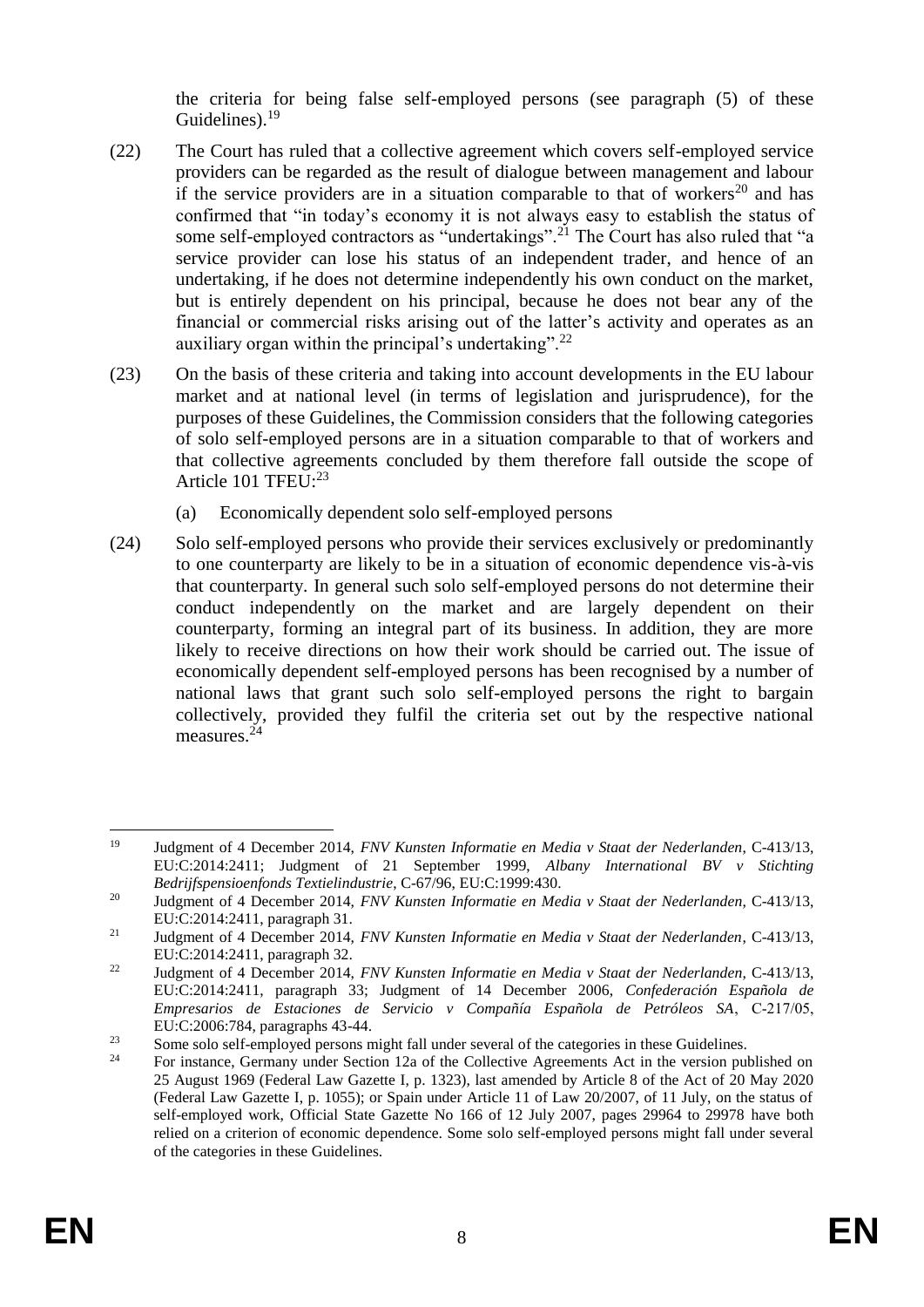the criteria for being false self-employed persons (see paragraph (5) of these Guidelines).[19]

(22) The Court has ruled that a collective agreement which covers self-employed service providers can be regarded as the result of dialogue between management and labour if the service providers are in a situation comparable to that of workers[20] and has confirmed that "in today's economy it is not always easy to establish the status of some self-employed contractors as "undertakings".[21] The Court has also ruled that "a service provider can lose his status of an independent trader, and hence of an undertaking, if he does not determine independently his own conduct on the market, but is entirely dependent on his principal, because he does not bear any of the financial or commercial risks arising out of the latter's activity and operates as an auxiliary organ within the principal's undertaking".[22]

(23) On the basis of these criteria and taking into account developments in the EU labour market and at national level (in terms of legislation and jurisprudence), for the purposes of these Guidelines, the Commission considers that the following categories of solo self-employed persons are in a situation comparable to that of workers and that collective agreements concluded by them therefore fall outside the scope of Article 101 TFEU:[23]

(a) Economically dependent solo self-employed persons

(24) Solo self-employed persons who provide their services exclusively or predominantly to one counterparty are likely to be in a situation of economic dependence vis-à-vis that counterparty. In general such solo self-employed persons do not determine their conduct independently on the market and are largely dependent on their counterparty, forming an integral part of its business. In addition, they are more likely to receive directions on how their work should be carried out. The issue of economically dependent self-employed persons has been recognised by a number of national laws that grant such solo self-employed persons the right to bargain collectively, provided they fulfil the criteria set out by the respective national measures.[24]

---

[19] Judgment of 4 December 2014, *FNV Kunsten Informatie en Media v Staat der Nederlanden*, C-413/13, EU:C:2014:2411; Judgment of 21 September 1999, *Albany International BV v Stichting Bedrijfspensioenfonds Textielindustrie*, C-67/96, EU:C:1999:430.

[20] Judgment of 4 December 2014, *FNV Kunsten Informatie en Media v Staat der Nederlanden*, C-413/13, EU:C:2014:2411, paragraph 31.

[21] Judgment of 4 December 2014, *FNV Kunsten Informatie en Media v Staat der Nederlanden*, C-413/13, EU:C:2014:2411, paragraph 32.

[22] Judgment of 4 December 2014, *FNV Kunsten Informatie en Media v Staat der Nederlanden*, C-413/13, EU:C:2014:2411, paragraph 33; Judgment of 14 December 2006, *Confederación Española de Empresarios de Estaciones de Servicio v Compañía Española de Petróleos SA*, C-217/05, EU:C:2006:784, paragraphs 43-44.

[23] Some solo self-employed persons might fall under several of the categories in these Guidelines.

[24] For instance, Germany under Section 12a of the Collective Agreements Act in the version published on 25 August 1969 (Federal Law Gazette I, p. 1323), last amended by Article 8 of the Act of 20 May 2020 (Federal Law Gazette I, p. 1055); or Spain under Article 11 of Law 20/2007, of 11 July, on the status of self-employed work, Official State Gazette No 166 of 12 July 2007, pages 29964 to 29978 have both relied on a criterion of economic dependence. Some solo self-employed persons might fall under several of the categories in these Guidelines.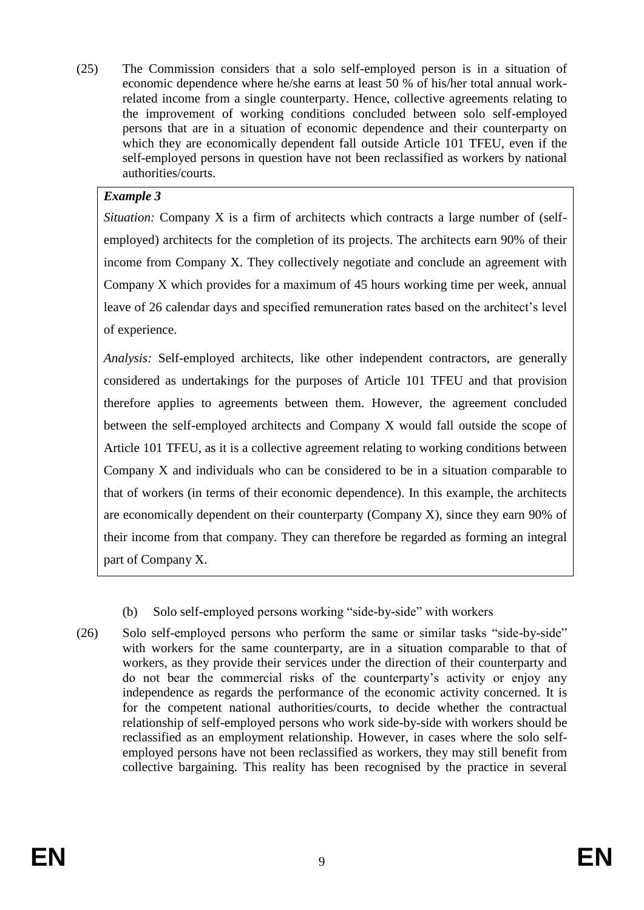(25) The Commission considers that a solo self-employed person is in a situation of economic dependence where he/she earns at least 50 % of his/her total annual work-related income from a single counterparty. Hence, collective agreements relating to the improvement of working conditions concluded between solo self-employed persons that are in a situation of economic dependence and their counterparty on which they are economically dependent fall outside Article 101 TFEU, even if the self-employed persons in question have not been reclassified as workers by national authorities/courts.

> ***Example 3***
>
> *Situation:* Company X is a firm of architects which contracts a large number of (self-employed) architects for the completion of its projects. The architects earn 90% of their income from Company X. They collectively negotiate and conclude an agreement with Company X which provides for a maximum of 45 hours working time per week, annual leave of 26 calendar days and specified remuneration rates based on the architect's level of experience.
>
> *Analysis:* Self-employed architects, like other independent contractors, are generally considered as undertakings for the purposes of Article 101 TFEU and that provision therefore applies to agreements between them. However, the agreement concluded between the self-employed architects and Company X would fall outside the scope of Article 101 TFEU, as it is a collective agreement relating to working conditions between Company X and individuals who can be considered to be in a situation comparable to that of workers (in terms of their economic dependence). In this example, the architects are economically dependent on their counterparty (Company X), since they earn 90% of their income from that company. They can therefore be regarded as forming an integral part of Company X.

(b) Solo self-employed persons working "side-by-side" with workers

(26) Solo self-employed persons who perform the same or similar tasks "side-by-side" with workers for the same counterparty, are in a situation comparable to that of workers, as they provide their services under the direction of their counterparty and do not bear the commercial risks of the counterparty's activity or enjoy any independence as regards the performance of the economic activity concerned. It is for the competent national authorities/courts, to decide whether the contractual relationship of self-employed persons who work side-by-side with workers should be reclassified as an employment relationship. However, in cases where the solo self-employed persons have not been reclassified as workers, they may still benefit from collective bargaining. This reality has been recognised by the practice in several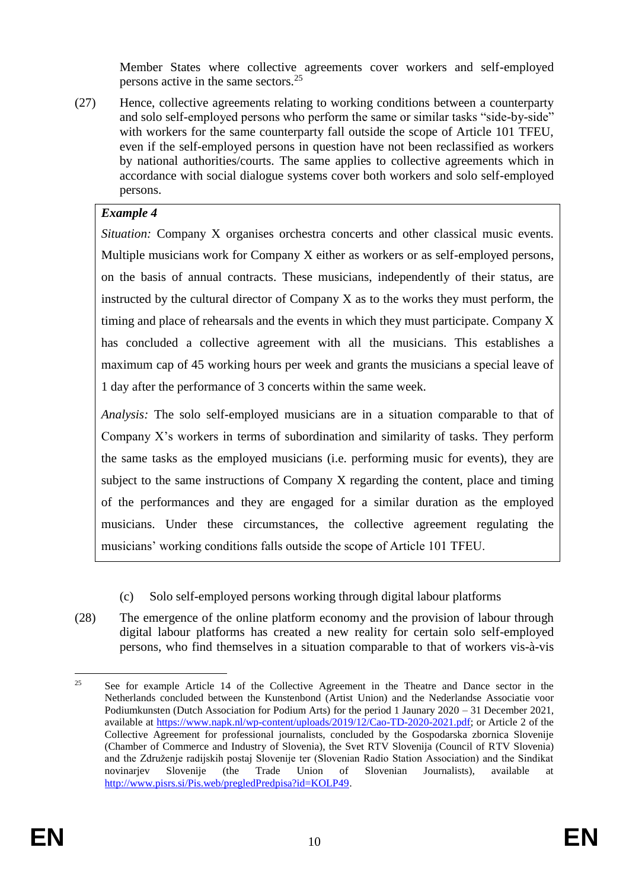Member States where collective agreements cover workers and self-employed persons active in the same sectors.[25]

(27) Hence, collective agreements relating to working conditions between a counterparty and solo self-employed persons who perform the same or similar tasks "side-by-side" with workers for the same counterparty fall outside the scope of Article 101 TFEU, even if the self-employed persons in question have not been reclassified as workers by national authorities/courts. The same applies to collective agreements which in accordance with social dialogue systems cover both workers and solo self-employed persons.

> ***Example 4***
>
> *Situation:* Company X organises orchestra concerts and other classical music events. Multiple musicians work for Company X either as workers or as self-employed persons, on the basis of annual contracts. These musicians, independently of their status, are instructed by the cultural director of Company X as to the works they must perform, the timing and place of rehearsals and the events in which they must participate. Company X has concluded a collective agreement with all the musicians. This establishes a maximum cap of 45 working hours per week and grants the musicians a special leave of 1 day after the performance of 3 concerts within the same week.
>
> *Analysis:* The solo self-employed musicians are in a situation comparable to that of Company X's workers in terms of subordination and similarity of tasks. They perform the same tasks as the employed musicians (i.e. performing music for events), they are subject to the same instructions of Company X regarding the content, place and timing of the performances and they are engaged for a similar duration as the employed musicians. Under these circumstances, the collective agreement regulating the musicians' working conditions falls outside the scope of Article 101 TFEU.

(c) Solo self-employed persons working through digital labour platforms

(28) The emergence of the online platform economy and the provision of labour through digital labour platforms has created a new reality for certain solo self-employed persons, who find themselves in a situation comparable to that of workers vis-à-vis

---

[25] See for example Article 14 of the Collective Agreement in the Theatre and Dance sector in the Netherlands concluded between the Kunstenbond (Artist Union) and the Nederlandse Associatie voor Podiumkunsten (Dutch Association for Podium Arts) for the period 1 Jaunary 2020 – 31 December 2021, available at https://www.napk.nl/wp-content/uploads/2019/12/Cao-TD-2020-2021.pdf; or Article 2 of the Collective Agreement for professional journalists, concluded by the Gospodarska zbornica Slovenije (Chamber of Commerce and Industry of Slovenia), the Svet RTV Slovenija (Council of RTV Slovenia) and the Združenje radijskih postaj Slovenije ter (Slovenian Radio Station Association) and the Sindikat novinarjev Slovenije (the Trade Union of Slovenian Journalists), available at http://www.pisrs.si/Pis.web/pregledPredpisa?id=KOLP49.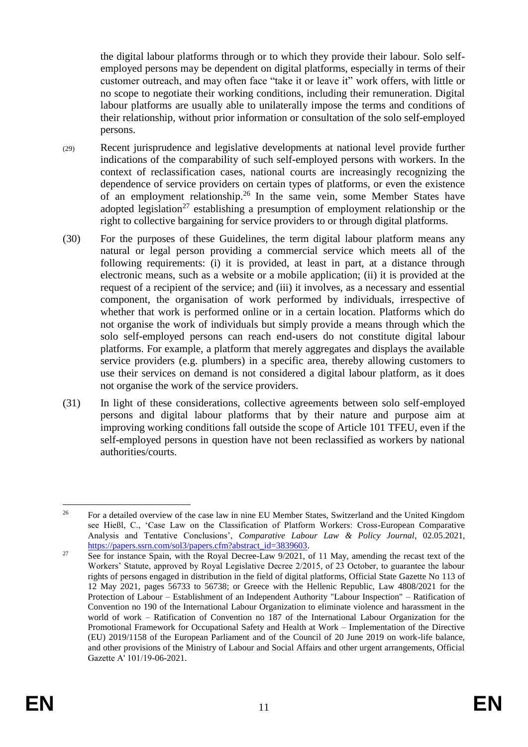the digital labour platforms through or to which they provide their labour. Solo self-employed persons may be dependent on digital platforms, especially in terms of their customer outreach, and may often face "take it or leave it" work offers, with little or no scope to negotiate their working conditions, including their remuneration. Digital labour platforms are usually able to unilaterally impose the terms and conditions of their relationship, without prior information or consultation of the solo self-employed persons.

(29) Recent jurisprudence and legislative developments at national level provide further indications of the comparability of such self-employed persons with workers. In the context of reclassification cases, national courts are increasingly recognizing the dependence of service providers on certain types of platforms, or even the existence of an employment relationship.[26] In the same vein, some Member States have adopted legislation[27] establishing a presumption of employment relationship or the right to collective bargaining for service providers to or through digital platforms.

(30) For the purposes of these Guidelines, the term digital labour platform means any natural or legal person providing a commercial service which meets all of the following requirements: (i) it is provided, at least in part, at a distance through electronic means, such as a website or a mobile application; (ii) it is provided at the request of a recipient of the service; and (iii) it involves, as a necessary and essential component, the organisation of work performed by individuals, irrespective of whether that work is performed online or in a certain location. Platforms which do not organise the work of individuals but simply provide a means through which the solo self-employed persons can reach end-users do not constitute digital labour platforms. For example, a platform that merely aggregates and displays the available service providers (e.g. plumbers) in a specific area, thereby allowing customers to use their services on demand is not considered a digital labour platform, as it does not organise the work of the service providers.

(31) In light of these considerations, collective agreements between solo self-employed persons and digital labour platforms that by their nature and purpose aim at improving working conditions fall outside the scope of Article 101 TFEU, even if the self-employed persons in question have not been reclassified as workers by national authorities/courts.

---

[26] For a detailed overview of the case law in nine EU Member States, Switzerland and the United Kingdom see Hießl, C., 'Case Law on the Classification of Platform Workers: Cross-European Comparative Analysis and Tentative Conclusions', *Comparative Labour Law & Policy Journal*, 02.05.2021, https://papers.ssrn.com/sol3/papers.cfm?abstract_id=3839603.

[27] See for instance Spain, with the Royal Decree-Law 9/2021, of 11 May, amending the recast text of the Workers' Statute, approved by Royal Legislative Decree 2/2015, of 23 October, to guarantee the labour rights of persons engaged in distribution in the field of digital platforms, Official State Gazette No 113 of 12 May 2021, pages 56733 to 56738; or Greece with the Hellenic Republic, Law 4808/2021 for the Protection of Labour – Establishment of an Independent Authority "Labour Inspection" – Ratification of Convention no 190 of the International Labour Organization to eliminate violence and harassment in the world of work – Ratification of Convention no 187 of the International Labour Organization for the Promotional Framework for Occupational Safety and Health at Work – Implementation of the Directive (EU) 2019/1158 of the European Parliament and of the Council of 20 June 2019 on work-life balance, and other provisions of the Ministry of Labour and Social Affairs and other urgent arrangements, Official Gazette A' 101/19-06-2021.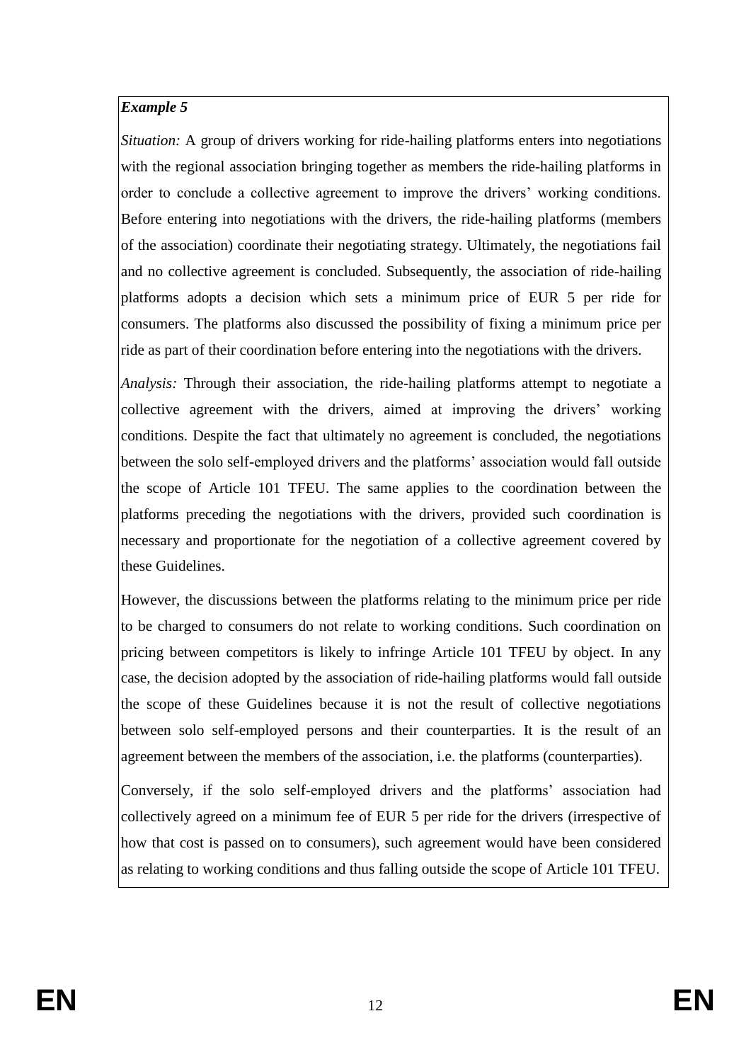***Example 5***

*Situation:* A group of drivers working for ride-hailing platforms enters into negotiations with the regional association bringing together as members the ride-hailing platforms in order to conclude a collective agreement to improve the drivers' working conditions. Before entering into negotiations with the drivers, the ride-hailing platforms (members of the association) coordinate their negotiating strategy. Ultimately, the negotiations fail and no collective agreement is concluded. Subsequently, the association of ride-hailing platforms adopts a decision which sets a minimum price of EUR 5 per ride for consumers. The platforms also discussed the possibility of fixing a minimum price per ride as part of their coordination before entering into the negotiations with the drivers.

*Analysis:* Through their association, the ride-hailing platforms attempt to negotiate a collective agreement with the drivers, aimed at improving the drivers' working conditions. Despite the fact that ultimately no agreement is concluded, the negotiations between the solo self-employed drivers and the platforms' association would fall outside the scope of Article 101 TFEU. The same applies to the coordination between the platforms preceding the negotiations with the drivers, provided such coordination is necessary and proportionate for the negotiation of a collective agreement covered by these Guidelines.

However, the discussions between the platforms relating to the minimum price per ride to be charged to consumers do not relate to working conditions. Such coordination on pricing between competitors is likely to infringe Article 101 TFEU by object. In any case, the decision adopted by the association of ride-hailing platforms would fall outside the scope of these Guidelines because it is not the result of collective negotiations between solo self-employed persons and their counterparties. It is the result of an agreement between the members of the association, i.e. the platforms (counterparties).

Conversely, if the solo self-employed drivers and the platforms' association had collectively agreed on a minimum fee of EUR 5 per ride for the drivers (irrespective of how that cost is passed on to consumers), such agreement would have been considered as relating to working conditions and thus falling outside the scope of Article 101 TFEU.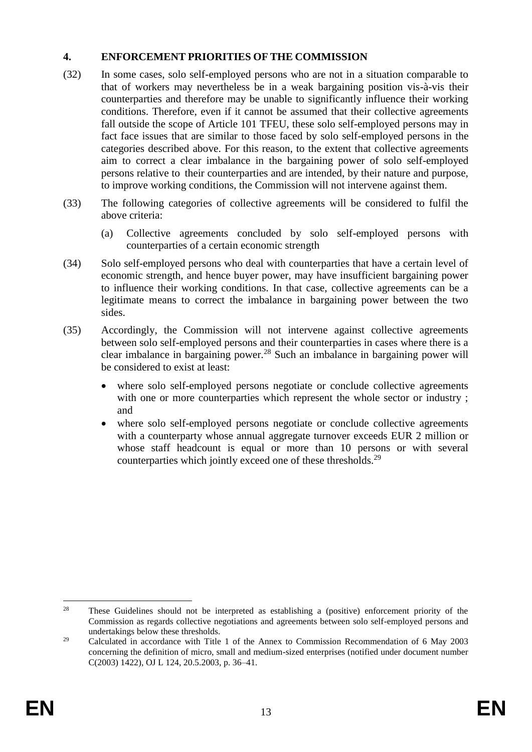## 4. ENFORCEMENT PRIORITIES OF THE COMMISSION

(32) In some cases, solo self-employed persons who are not in a situation comparable to that of workers may nevertheless be in a weak bargaining position vis-à-vis their counterparties and therefore may be unable to significantly influence their working conditions. Therefore, even if it cannot be assumed that their collective agreements fall outside the scope of Article 101 TFEU, these solo self-employed persons may in fact face issues that are similar to those faced by solo self-employed persons in the categories described above. For this reason, to the extent that collective agreements aim to correct a clear imbalance in the bargaining power of solo self-employed persons relative to their counterparties and are intended, by their nature and purpose, to improve working conditions, the Commission will not intervene against them.

(33) The following categories of collective agreements will be considered to fulfil the above criteria:

(a) Collective agreements concluded by solo self-employed persons with counterparties of a certain economic strength

(34) Solo self-employed persons who deal with counterparties that have a certain level of economic strength, and hence buyer power, may have insufficient bargaining power to influence their working conditions. In that case, collective agreements can be a legitimate means to correct the imbalance in bargaining power between the two sides.

(35) Accordingly, the Commission will not intervene against collective agreements between solo self-employed persons and their counterparties in cases where there is a clear imbalance in bargaining power.[28] Such an imbalance in bargaining power will be considered to exist at least:

- where solo self-employed persons negotiate or conclude collective agreements with one or more counterparties which represent the whole sector or industry ; and
- where solo self-employed persons negotiate or conclude collective agreements with a counterparty whose annual aggregate turnover exceeds EUR 2 million or whose staff headcount is equal or more than 10 persons or with several counterparties which jointly exceed one of these thresholds.[29]

---

[28] These Guidelines should not be interpreted as establishing a (positive) enforcement priority of the Commission as regards collective negotiations and agreements between solo self-employed persons and undertakings below these thresholds.

[29] Calculated in accordance with Title 1 of the Annex to Commission Recommendation of 6 May 2003 concerning the definition of micro, small and medium-sized enterprises (notified under document number C(2003) 1422), OJ L 124, 20.5.2003, p. 36–41.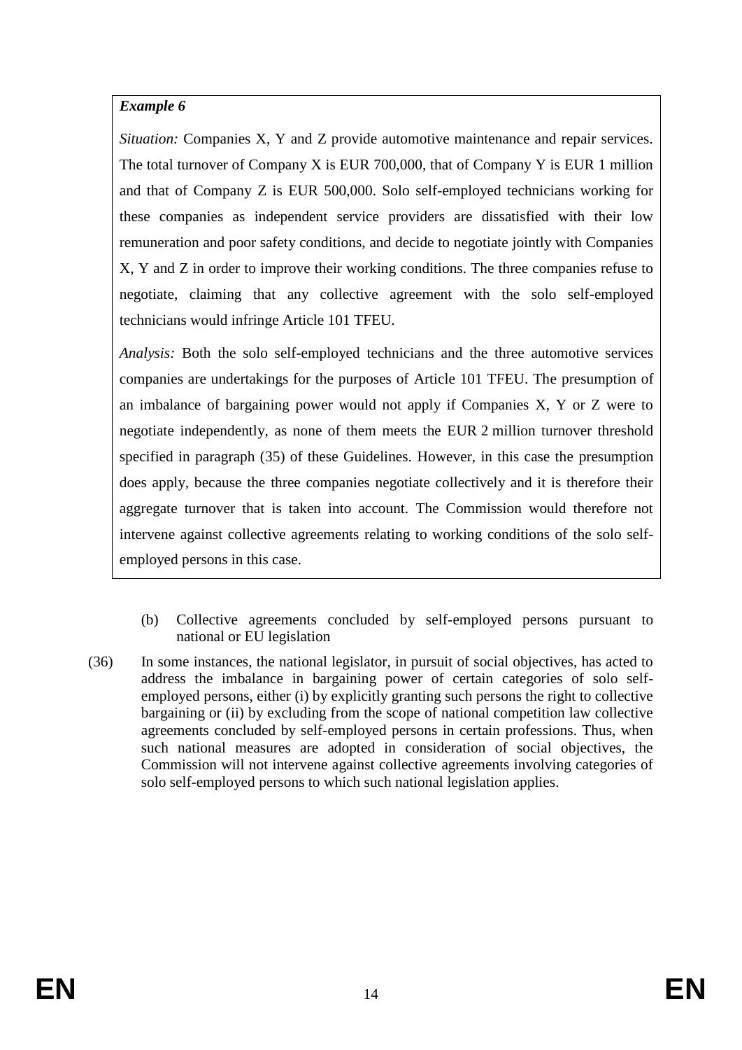***Example 6***

*Situation:* Companies X, Y and Z provide automotive maintenance and repair services. The total turnover of Company X is EUR 700,000, that of Company Y is EUR 1 million and that of Company Z is EUR 500,000. Solo self-employed technicians working for these companies as independent service providers are dissatisfied with their low remuneration and poor safety conditions, and decide to negotiate jointly with Companies X, Y and Z in order to improve their working conditions. The three companies refuse to negotiate, claiming that any collective agreement with the solo self-employed technicians would infringe Article 101 TFEU.

*Analysis:* Both the solo self-employed technicians and the three automotive services companies are undertakings for the purposes of Article 101 TFEU. The presumption of an imbalance of bargaining power would not apply if Companies X, Y or Z were to negotiate independently, as none of them meets the EUR 2 million turnover threshold specified in paragraph (35) of these Guidelines. However, in this case the presumption does apply, because the three companies negotiate collectively and it is therefore their aggregate turnover that is taken into account. The Commission would therefore not intervene against collective agreements relating to working conditions of the solo self-employed persons in this case.

(b) Collective agreements concluded by self-employed persons pursuant to national or EU legislation

(36) In some instances, the national legislator, in pursuit of social objectives, has acted to address the imbalance in bargaining power of certain categories of solo self-employed persons, either (i) by explicitly granting such persons the right to collective bargaining or (ii) by excluding from the scope of national competition law collective agreements concluded by self-employed persons in certain professions. Thus, when such national measures are adopted in consideration of social objectives, the Commission will not intervene against collective agreements involving categories of solo self-employed persons to which such national legislation applies.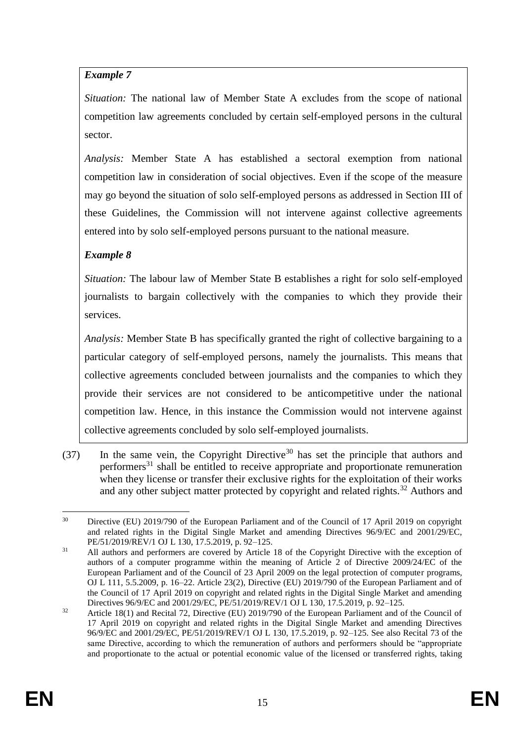*Example 7*

*Situation:* The national law of Member State A excludes from the scope of national competition law agreements concluded by certain self-employed persons in the cultural sector.

*Analysis:* Member State A has established a sectoral exemption from national competition law in consideration of social objectives. Even if the scope of the measure may go beyond the situation of solo self-employed persons as addressed in Section III of these Guidelines, the Commission will not intervene against collective agreements entered into by solo self-employed persons pursuant to the national measure.

*Example 8*

*Situation:* The labour law of Member State B establishes a right for solo self-employed journalists to bargain collectively with the companies to which they provide their services.

*Analysis:* Member State B has specifically granted the right of collective bargaining to a particular category of self-employed persons, namely the journalists. This means that collective agreements concluded between journalists and the companies to which they provide their services are not considered to be anticompetitive under the national competition law. Hence, in this instance the Commission would not intervene against collective agreements concluded by solo self-employed journalists.

(37) In the same vein, the Copyright Directive[30] has set the principle that authors and performers[31] shall be entitled to receive appropriate and proportionate remuneration when they license or transfer their exclusive rights for the exploitation of their works and any other subject matter protected by copyright and related rights.[32] Authors and

---

[30] Directive (EU) 2019/790 of the European Parliament and of the Council of 17 April 2019 on copyright and related rights in the Digital Single Market and amending Directives 96/9/EC and 2001/29/EC, PE/51/2019/REV/1 OJ L 130, 17.5.2019, p. 92–125.

[31] All authors and performers are covered by Article 18 of the Copyright Directive with the exception of authors of a computer programme within the meaning of Article 2 of Directive 2009/24/EC of the European Parliament and of the Council of 23 April 2009 on the legal protection of computer programs, OJ L 111, 5.5.2009, p. 16–22. Article 23(2), Directive (EU) 2019/790 of the European Parliament and of the Council of 17 April 2019 on copyright and related rights in the Digital Single Market and amending Directives 96/9/EC and 2001/29/EC, PE/51/2019/REV/1 OJ L 130, 17.5.2019, p. 92–125.

[32] Article 18(1) and Recital 72, Directive (EU) 2019/790 of the European Parliament and of the Council of 17 April 2019 on copyright and related rights in the Digital Single Market and amending Directives 96/9/EC and 2001/29/EC, PE/51/2019/REV/1 OJ L 130, 17.5.2019, p. 92–125. See also Recital 73 of the same Directive, according to which the remuneration of authors and performers should be "appropriate and proportionate to the actual or potential economic value of the licensed or transferred rights, taking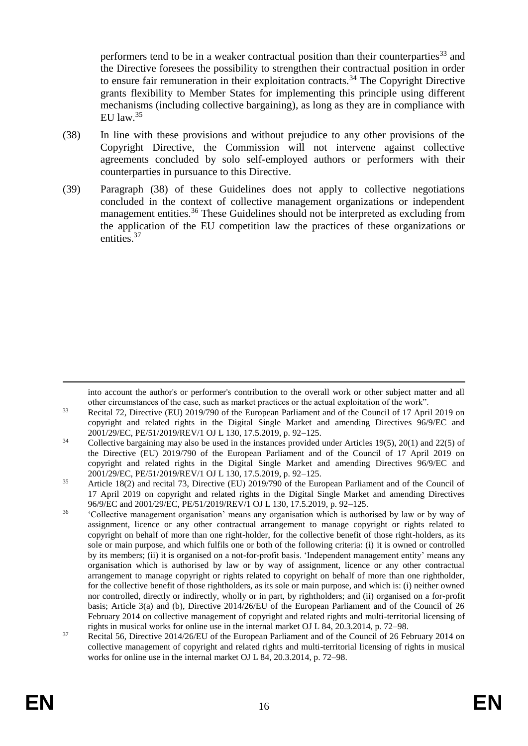performers tend to be in a weaker contractual position than their counterparties[33] and the Directive foresees the possibility to strengthen their contractual position in order to ensure fair remuneration in their exploitation contracts.[34] The Copyright Directive grants flexibility to Member States for implementing this principle using different mechanisms (including collective bargaining), as long as they are in compliance with EU law.[35]

(38) In line with these provisions and without prejudice to any other provisions of the Copyright Directive, the Commission will not intervene against collective agreements concluded by solo self-employed authors or performers with their counterparties in pursuance to this Directive.

(39) Paragraph (38) of these Guidelines does not apply to collective negotiations concluded in the context of collective management organizations or independent management entities.[36] These Guidelines should not be interpreted as excluding from the application of the EU competition law the practices of these organizations or entities.[37]

---

into account the author's or performer's contribution to the overall work or other subject matter and all other circumstances of the case, such as market practices or the actual exploitation of the work".

[33] Recital 72, Directive (EU) 2019/790 of the European Parliament and of the Council of 17 April 2019 on copyright and related rights in the Digital Single Market and amending Directives 96/9/EC and 2001/29/EC, PE/51/2019/REV/1 OJ L 130, 17.5.2019, p. 92–125.

[34] Collective bargaining may also be used in the instances provided under Articles 19(5), 20(1) and 22(5) of the Directive (EU) 2019/790 of the European Parliament and of the Council of 17 April 2019 on copyright and related rights in the Digital Single Market and amending Directives 96/9/EC and 2001/29/EC, PE/51/2019/REV/1 OJ L 130, 17.5.2019, p. 92–125.

[35] Article 18(2) and recital 73, Directive (EU) 2019/790 of the European Parliament and of the Council of 17 April 2019 on copyright and related rights in the Digital Single Market and amending Directives 96/9/EC and 2001/29/EC, PE/51/2019/REV/1 OJ L 130, 17.5.2019, p. 92–125.

[36] 'Collective management organisation' means any organisation which is authorised by law or by way of assignment, licence or any other contractual arrangement to manage copyright or rights related to copyright on behalf of more than one right-holder, for the collective benefit of those right-holders, as its sole or main purpose, and which fulfils one or both of the following criteria: (i) it is owned or controlled by its members; (ii) it is organised on a not-for-profit basis. 'Independent management entity' means any organisation which is authorised by law or by way of assignment, licence or any other contractual arrangement to manage copyright or rights related to copyright on behalf of more than one rightholder, for the collective benefit of those rightholders, as its sole or main purpose, and which is: (i) neither owned nor controlled, directly or indirectly, wholly or in part, by rightholders; and (ii) organised on a for-profit basis; Article 3(a) and (b), Directive 2014/26/EU of the European Parliament and of the Council of 26 February 2014 on collective management of copyright and related rights and multi-territorial licensing of rights in musical works for online use in the internal market OJ L 84, 20.3.2014, p. 72–98.

[37] Recital 56, Directive 2014/26/EU of the European Parliament and of the Council of 26 February 2014 on collective management of copyright and related rights and multi-territorial licensing of rights in musical works for online use in the internal market OJ L 84, 20.3.2014, p. 72–98.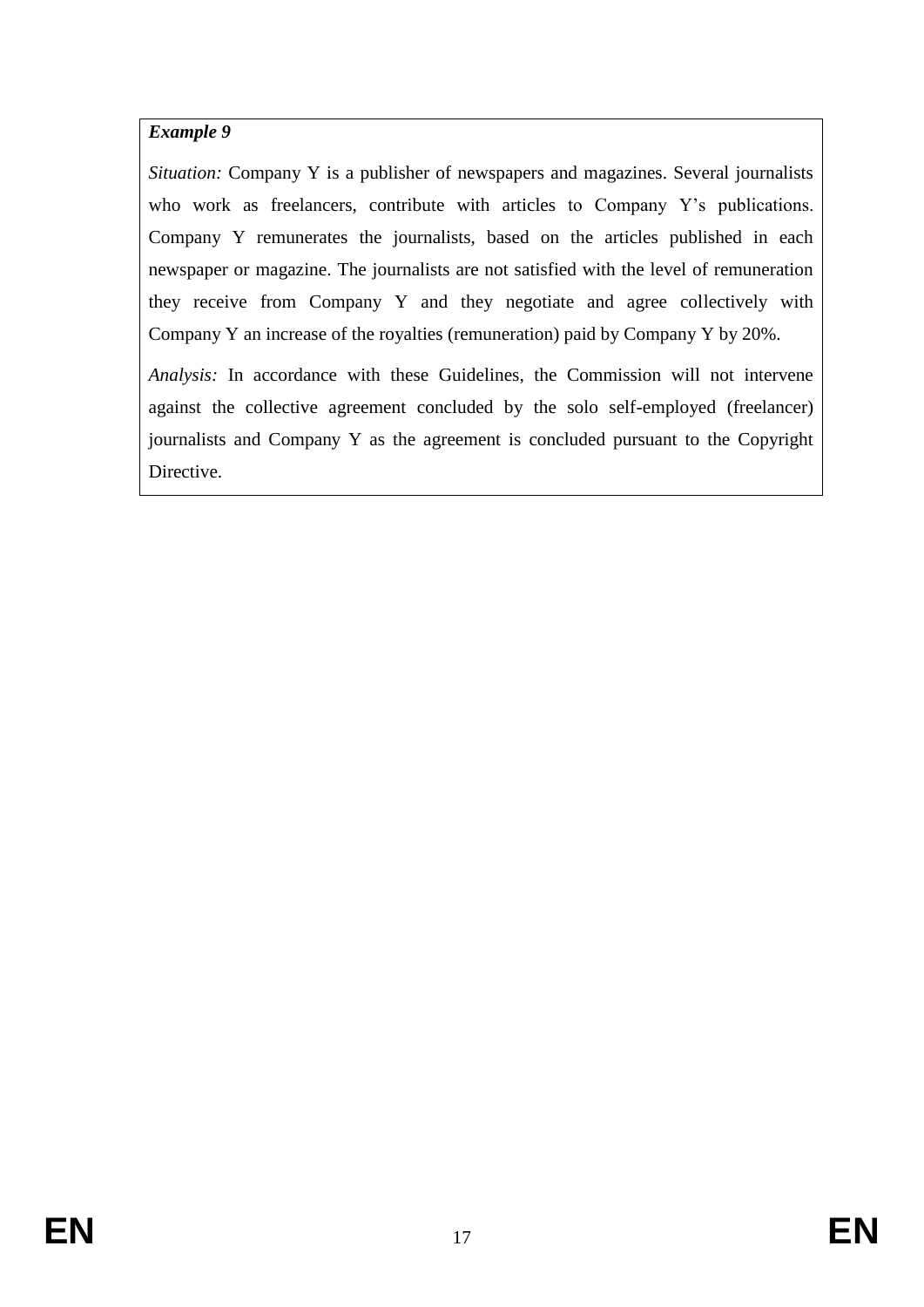*Example 9*

*Situation:* Company Y is a publisher of newspapers and magazines. Several journalists who work as freelancers, contribute with articles to Company Y's publications. Company Y remunerates the journalists, based on the articles published in each newspaper or magazine. The journalists are not satisfied with the level of remuneration they receive from Company Y and they negotiate and agree collectively with Company Y an increase of the royalties (remuneration) paid by Company Y by 20%.

*Analysis:* In accordance with these Guidelines, the Commission will not intervene against the collective agreement concluded by the solo self-employed (freelancer) journalists and Company Y as the agreement is concluded pursuant to the Copyright Directive.